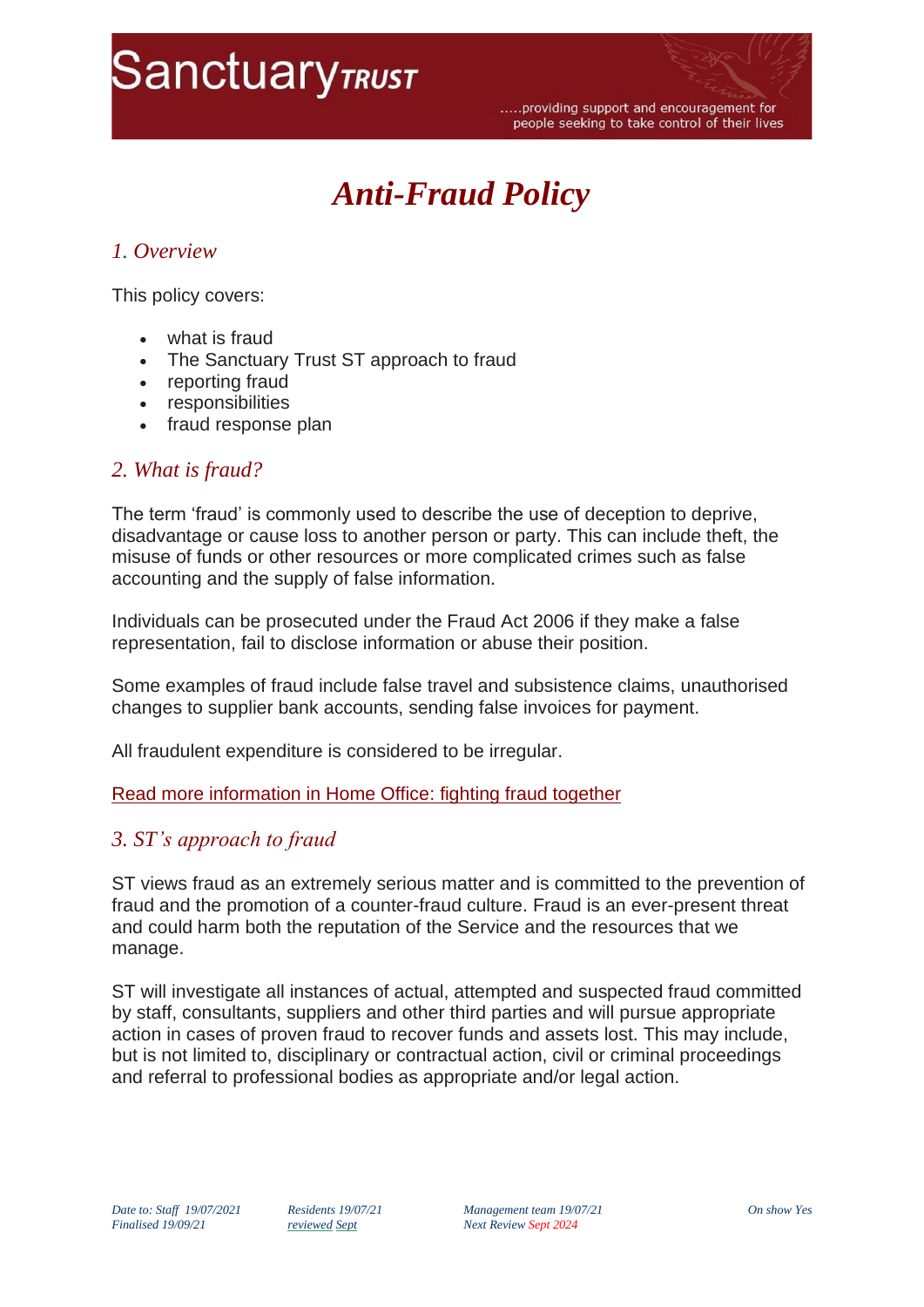# Anti-Fraud Policy

## 1. Overview

This policy covers:

- what is fraud
- The Sanctuary Trust ST approach to fraud
- reporting fraud
- responsibilities
- fraud response plan

## 2. What is fraud?

The term 'fraud' is commonly used to describe the use of deception to deprive, disadvantage or cause loss to another person or party. This can include theft, the misuse of funds or other resources or more complicated crimes such as false accounting and the supply of false information.

Individuals can be prosecuted under the Fraud Act 2006 if they make a false representation, fail to disclose information or abuse their position.

Some examples of fraud include false travel and subsistence claims, unauthorised changes to supplier bank accounts, sending false invoices for payment.

All fraudulent expenditure is considered to be irregular.

Read more information in Home Office: fighting fraud together

## 3. ST's approach to fraud

ST views fraud as an extremely serious matter and is committed to the prevention of fraud and the promotion of a counter-fraud culture. Fraud is an ever-present threat and could harm both the reputation of the Service and the resources that we manage.

ST will investigate all instances of actual, attempted and suspected fraud committed by staff, consultants, suppliers and other third parties and will pursue appropriate action in cases of proven fraud to recover funds and assets lost. This may include, but is not limited to, disciplinary or contractual action, civil or criminal proceedings and referral to professional bodies as appropriate and/or legal action.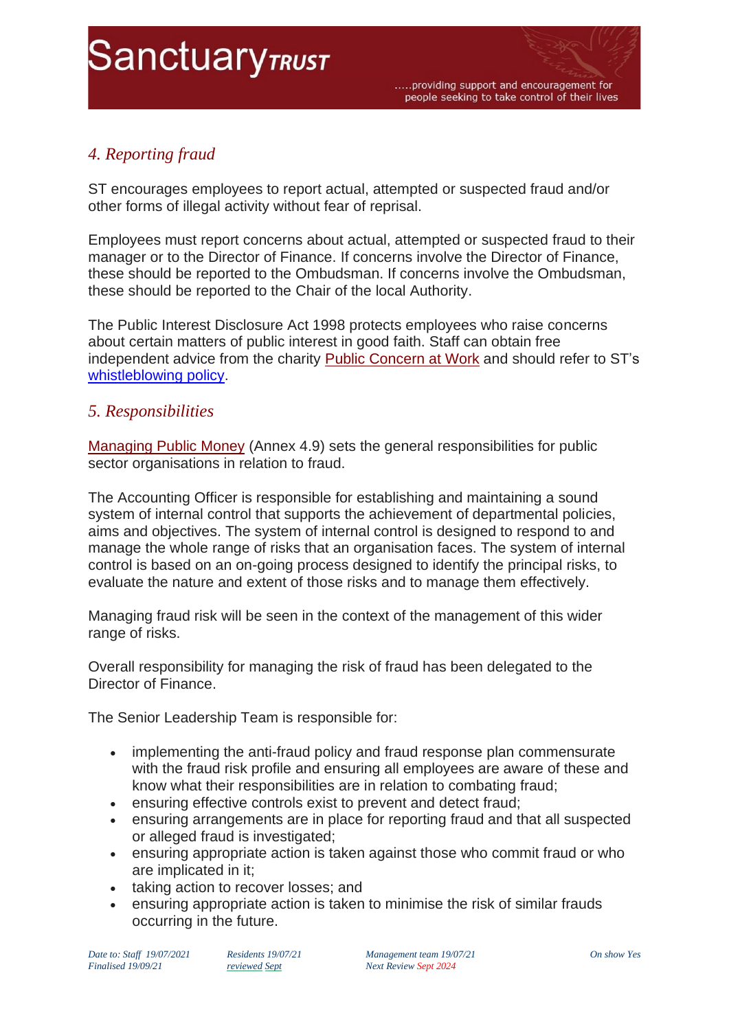## *4. Reporting fraud*

ST encourages employees to report actual, attempted or suspected fraud and/or other forms of illegal activity without fear of reprisal.

Employees must report concerns about actual, attempted or suspected fraud to their manager or to the Director of Finance. If concerns involve the Director of Finance, these should be reported to the Ombudsman. If concerns involve the Ombudsman, these should be reported to the Chair of the local Authority.

The Public Interest Disclosure Act 1998 protects employees who raise concerns about certain matters of public interest in good faith. Staff can obtain free independent advice from the charity Public Concern at Work and should refer to ST's whistleblowing policy.

## *5. Responsibilities*

Managing Public Money (Annex 4.9) sets the general responsibilities for public sector organisations in relation to fraud.

The Accounting Officer is responsible for establishing and maintaining a sound system of internal control that supports the achievement of departmental policies, aims and objectives. The system of internal control is designed to respond to and manage the whole range of risks that an organisation faces. The system of internal control is based on an on-going process designed to identify the principal risks, to evaluate the nature and extent of those risks and to manage them effectively.

Managing fraud risk will be seen in the context of the management of this wider range of risks.

Overall responsibility for managing the risk of fraud has been delegated to the Director of Finance.

The Senior Leadership Team is responsible for:

- implementing the anti-fraud policy and fraud response plan commensurate with the fraud risk profile and ensuring all employees are aware of these and know what their responsibilities are in relation to combating fraud;
- ensuring effective controls exist to prevent and detect fraud;
- ensuring arrangements are in place for reporting fraud and that all suspected or alleged fraud is investigated;
- ensuring appropriate action is taken against those who commit fraud or who are implicated in it;
- taking action to recover losses; and
- ensuring appropriate action is taken to minimise the risk of similar frauds occurring in the future.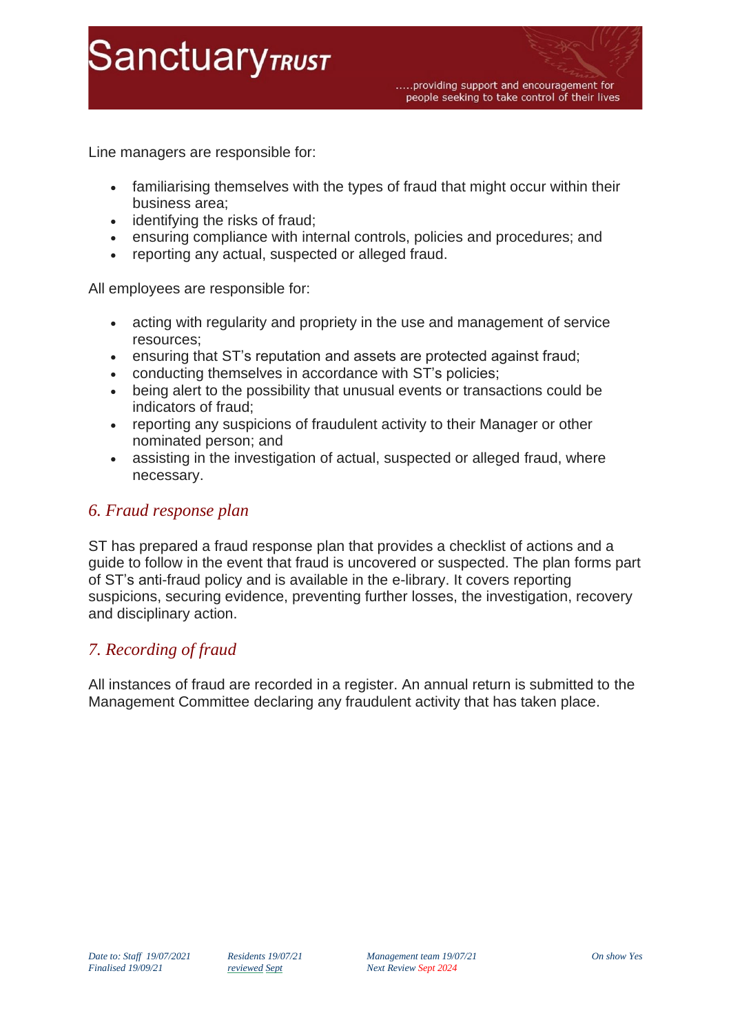Line managers are responsible for:

- familiarising themselves with the types of fraud that might occur within their business area;
- identifying the risks of fraud;
- ensuring compliance with internal controls, policies and procedures; and
- reporting any actual, suspected or alleged fraud.

All employees are responsible for:

- acting with regularity and propriety in the use and management of service resources;
- ensuring that ST's reputation and assets are protected against fraud;
- conducting themselves in accordance with ST's policies;
- being alert to the possibility that unusual events or transactions could be indicators of fraud;
- reporting any suspicions of fraudulent activity to their Manager or other nominated person; and
- assisting in the investigation of actual, suspected or alleged fraud, where necessary.

## *6. Fraud response plan*

ST has prepared a fraud response plan that provides a checklist of actions and a guide to follow in the event that fraud is uncovered or suspected. The plan forms part of ST's anti-fraud policy and is available in the e-library. It covers reporting suspicions, securing evidence, preventing further losses, the investigation, recovery and disciplinary action.

## *7. Recording of fraud*

All instances of fraud are recorded in a register. An annual return is submitted to the Management Committee declaring any fraudulent activity that has taken place.